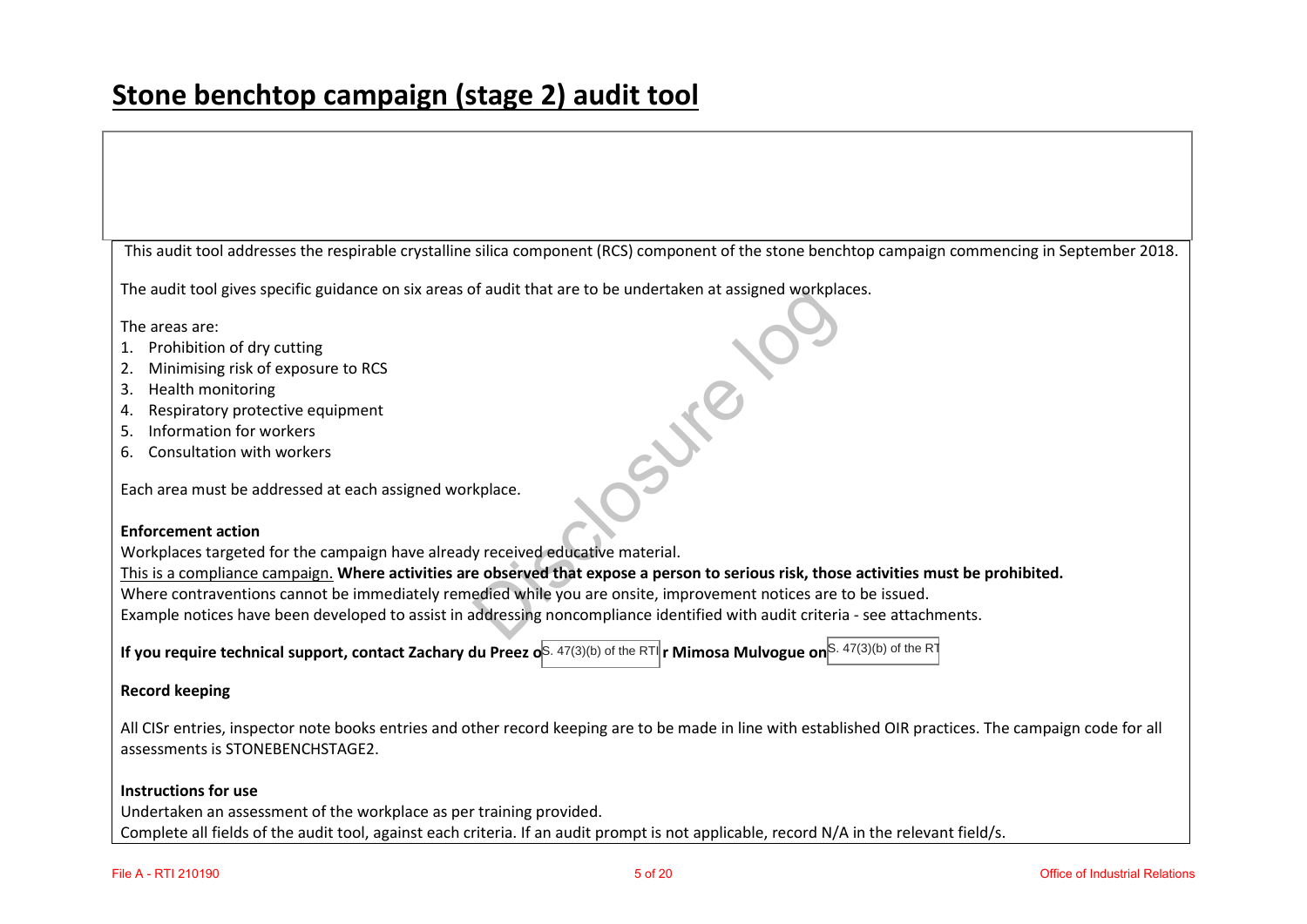# Stone benchtop campaign (stage 2) audit tool

This audit tool addresses the respirable crystalline silica component (RCS) component of the stone benchtop campaign commencing in September 2018.

The audit tool gives specific guidance on six areas of audit that are to be undertaken at assigned workplaces.

The areas are:

1. Prohibition of dry cutting
2. Minimising risk of exposure to RCS
3. Health monitoring
4. Respiratory protective equipment
5. Information for workers
6. Consultation with workers

Each area must be addressed at each assigned workplace.

**Enforcement action**

Workplaces targeted for the campaign have already received educative material.

<u>This is a compliance campaign.</u> **Where activities are observed that expose a person to serious risk, those activities must be prohibited.**

Where contraventions cannot be immediately remedied while you are onsite, improvement notices are to be issued.

Example notices have been developed to assist in addressing noncompliance identified with audit criteria - see attachments.

**If you require technical support, contact Zachary du Preez o** S. 47(3)(b) of the RTI **r Mimosa Mulvogue on** S. 47(3)(b) of the RT

**Record keeping**

All CISr entries, inspector note books entries and other record keeping are to be made in line with established OIR practices. The campaign code for all assessments is STONEBENCHSTAGE2.

**Instructions for use**

Undertaken an assessment of the workplace as per training provided.

Complete all fields of the audit tool, against each criteria. If an audit prompt is not applicable, record N/A in the relevant field/s.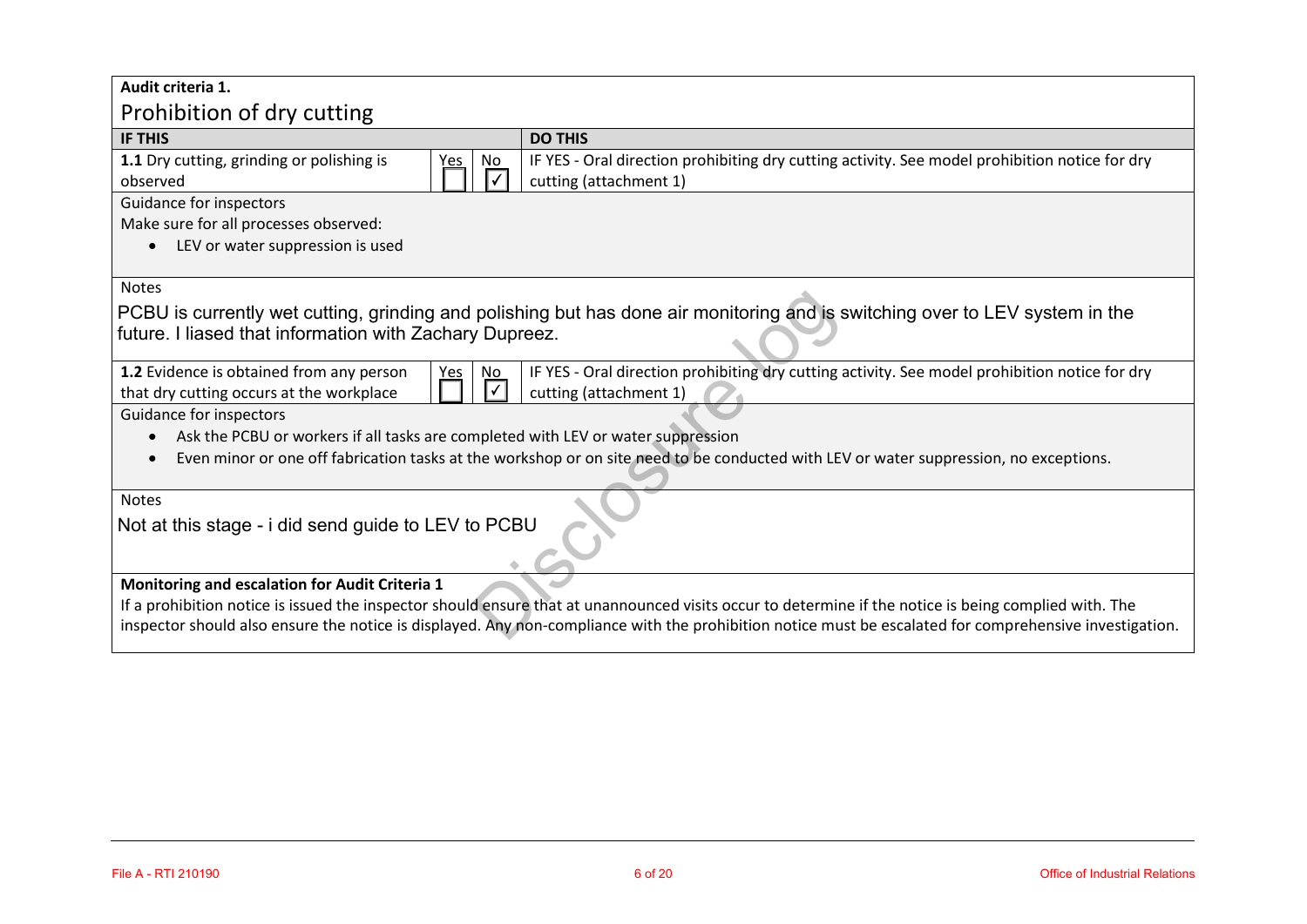**Audit criteria 1.**

## Prohibition of dry cutting

| IF THIS | Yes | No | DO THIS |
|---|---|---|---|
| **1.1** Dry cutting, grinding or polishing is observed | ☐ | ☑ | IF YES - Oral direction prohibiting dry cutting activity. See model prohibition notice for dry cutting (attachment 1) |

Guidance for inspectors

Make sure for all processes observed:

- LEV or water suppression is used

Notes

PCBU is currently wet cutting, grinding and polishing but has done air monitoring and is switching over to LEV system in the future. I liased that information with Zachary Dupreez.

| IF THIS | Yes | No | DO THIS |
|---|---|---|---|
| **1.2** Evidence is obtained from any person that dry cutting occurs at the workplace | ☐ | ☑ | IF YES - Oral direction prohibiting dry cutting activity. See model prohibition notice for dry cutting (attachment 1) |

Guidance for inspectors

- Ask the PCBU or workers if all tasks are completed with LEV or water suppression
- Even minor or one off fabrication tasks at the workshop or on site need to be conducted with LEV or water suppression, no exceptions.

Notes

Not at this stage - i did send guide to LEV to PCBU

**Monitoring and escalation for Audit Criteria 1**

If a prohibition notice is issued the inspector should ensure that at unannounced visits occur to determine if the notice is being complied with. The inspector should also ensure the notice is displayed. Any non-compliance with the prohibition notice must be escalated for comprehensive investigation.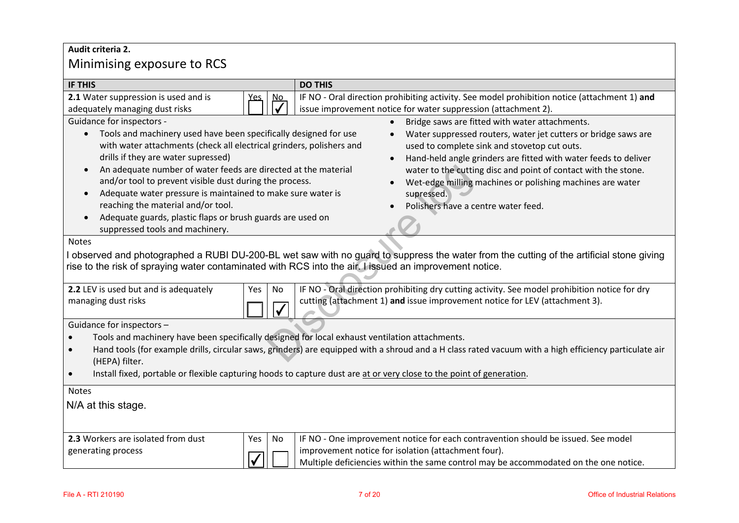**Audit criteria 2.**

## Minimising exposure to RCS

| IF THIS | Yes | No | DO THIS |
|---|---|---|---|
| **2.1** Water suppression is used and is adequately managing dust risks | ☐ | ☑ | IF NO - Oral direction prohibiting activity. See model prohibition notice (attachment 1) **and** issue improvement notice for water suppression (attachment 2). |

Guidance for inspectors -

- Tools and machinery used have been specifically designed for use with water attachments (check all electrical grinders, polishers and drills if they are water supressed)
- An adequate number of water feeds are directed at the material and/or tool to prevent visible dust during the process.
- Adequate water pressure is maintained to make sure water is reaching the material and/or tool.
- Adequate guards, plastic flaps or brush guards are used on suppressed tools and machinery.
- Bridge saws are fitted with water attachments.
- Water suppressed routers, water jet cutters or bridge saws are used to complete sink and stovetop cut outs.
- Hand-held angle grinders are fitted with water feeds to deliver water to the cutting disc and point of contact with the stone.
- Wet-edge milling machines or polishing machines are water supressed.
- Polishers have a centre water feed.

Notes

I observed and photographed a RUBI DU-200-BL wet saw with no guard to suppress the water from the cutting of the artificial stone giving rise to the risk of spraying water contaminated with RCS into the air. I issued an improvement notice.

| IF THIS | Yes | No | DO THIS |
|---|---|---|---|
| **2.2** LEV is used but and is adequately managing dust risks | ☐ | ☑ | IF NO - Oral direction prohibiting dry cutting activity. See model prohibition notice for dry cutting (attachment 1) **and** issue improvement notice for LEV (attachment 3). |

Guidance for inspectors –

- Tools and machinery have been specifically designed for local exhaust ventilation attachments.
- Hand tools (for example drills, circular saws, grinders) are equipped with a shroud and a H class rated vacuum with a high efficiency particulate air (HEPA) filter.
- Install fixed, portable or flexible capturing hoods to capture dust are at or very close to the point of generation.

Notes

N/A at this stage.

| IF THIS | Yes | No | DO THIS |
|---|---|---|---|
| **2.3** Workers are isolated from dust generating process | ☑ | ☐ | IF NO - One improvement notice for each contravention should be issued. See model improvement notice for isolation (attachment four). Multiple deficiencies within the same control may be accommodated on the one notice. |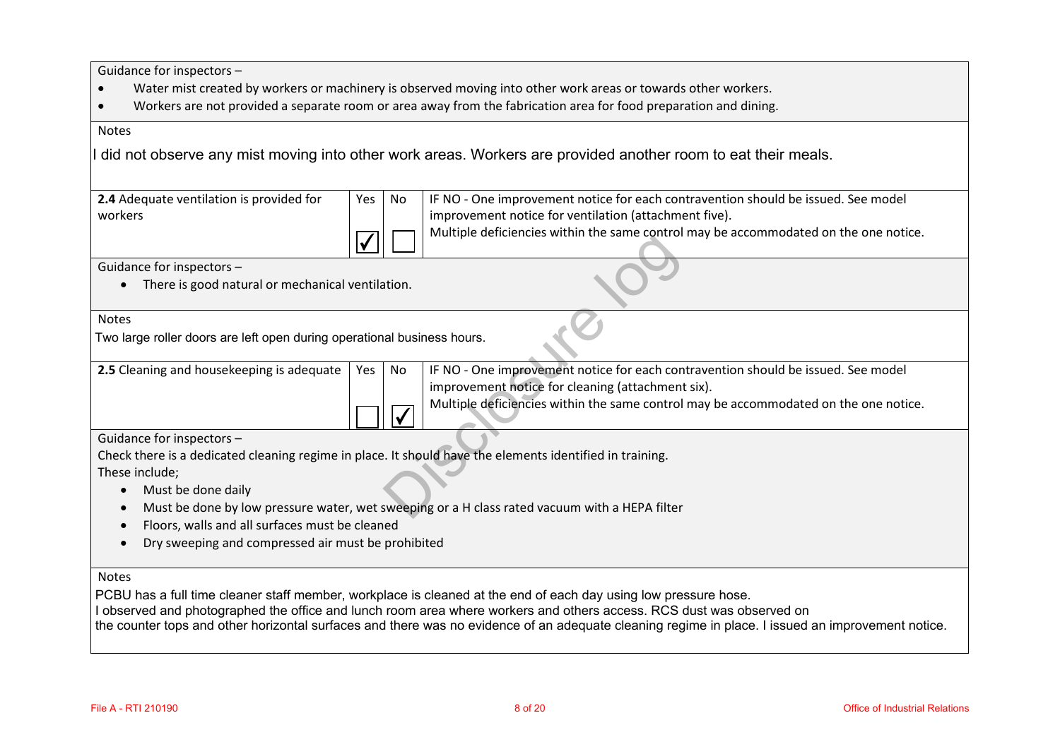Guidance for inspectors –

- Water mist created by workers or machinery is observed moving into other work areas or towards other workers.
- Workers are not provided a separate room or area away from the fabrication area for food preparation and dining.

Notes

I did not observe any mist moving into other work areas. Workers are provided another room to eat their meals.

| **2.4** Adequate ventilation is provided for workers | Yes | No | IF NO - One improvement notice for each contravention should be issued. See model improvement notice for ventilation (attachment five). Multiple deficiencies within the same control may be accommodated on the one notice. |
|---|---|---|---|
| | ☑ | ☐ | |

Guidance for inspectors –

- There is good natural or mechanical ventilation.

Notes

Two large roller doors are left open during operational business hours.

| **2.5** Cleaning and housekeeping is adequate | Yes | No | IF NO - One improvement notice for each contravention should be issued. See model improvement notice for cleaning (attachment six). Multiple deficiencies within the same control may be accommodated on the one notice. |
|---|---|---|---|
| | ☐ | ☑ | |

Guidance for inspectors –

Check there is a dedicated cleaning regime in place. It should have the elements identified in training.

These include;

- Must be done daily
- Must be done by low pressure water, wet sweeping or a H class rated vacuum with a HEPA filter
- Floors, walls and all surfaces must be cleaned
- Dry sweeping and compressed air must be prohibited

Notes

PCBU has a full time cleaner staff member, workplace is cleaned at the end of each day using low pressure hose.
I observed and photographed the office and lunch room area where workers and others access. RCS dust was observed on the counter tops and other horizontal surfaces and there was no evidence of an adequate cleaning regime in place. I issued an improvement notice.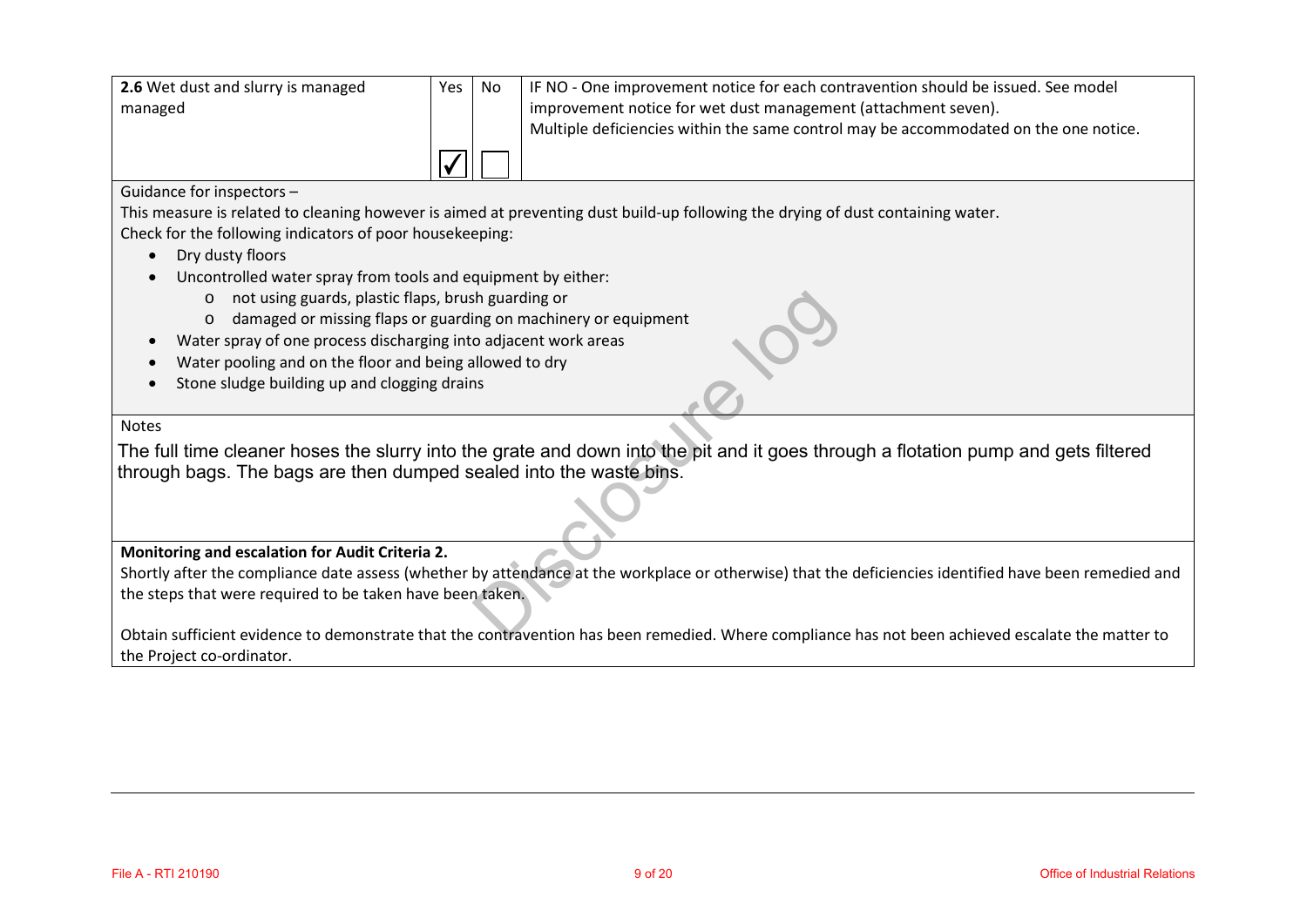| **2.6** Wet dust and slurry is managed managed | Yes | No | IF NO - One improvement notice for each contravention should be issued. See model improvement notice for wet dust management (attachment seven). Multiple deficiencies within the same control may be accommodated on the one notice. |
|---|---|---|---|
| | ☑ | ☐ | |

Guidance for inspectors –

This measure is related to cleaning however is aimed at preventing dust build-up following the drying of dust containing water.

Check for the following indicators of poor housekeeping:

- Dry dusty floors
- Uncontrolled water spray from tools and equipment by either:
  - not using guards, plastic flaps, brush guarding or
  - damaged or missing flaps or guarding on machinery or equipment
- Water spray of one process discharging into adjacent work areas
- Water pooling and on the floor and being allowed to dry
- Stone sludge building up and clogging drains

Notes

The full time cleaner hoses the slurry into the grate and down into the pit and it goes through a flotation pump and gets filtered through bags. The bags are then dumped sealed into the waste bins.

**Monitoring and escalation for Audit Criteria 2.**

Shortly after the compliance date assess (whether by attendance at the workplace or otherwise) that the deficiencies identified have been remedied and the steps that were required to be taken have been taken.

Obtain sufficient evidence to demonstrate that the contravention has been remedied. Where compliance has not been achieved escalate the matter to the Project co-ordinator.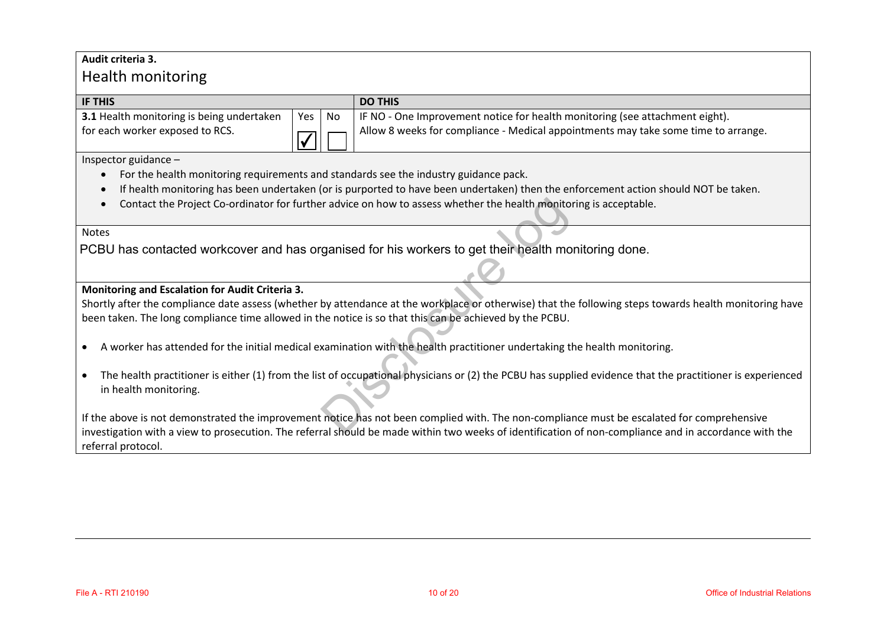**Audit criteria 3.**

## Health monitoring

| IF THIS | Yes | No | DO THIS |
|---|---|---|---|
| **3.1** Health monitoring is being undertaken for each worker exposed to RCS. | ☑ | ☐ | IF NO - One Improvement notice for health monitoring (see attachment eight). Allow 8 weeks for compliance - Medical appointments may take some time to arrange. |

Inspector guidance –

- For the health monitoring requirements and standards see the industry guidance pack.
- If health monitoring has been undertaken (or is purported to have been undertaken) then the enforcement action should NOT be taken.
- Contact the Project Co-ordinator for further advice on how to assess whether the health monitoring is acceptable.

Notes

PCBU has contacted workcover and has organised for his workers to get their health monitoring done.

**Monitoring and Escalation for Audit Criteria 3.**

Shortly after the compliance date assess (whether by attendance at the workplace or otherwise) that the following steps towards health monitoring have been taken. The long compliance time allowed in the notice is so that this can be achieved by the PCBU.

- A worker has attended for the initial medical examination with the health practitioner undertaking the health monitoring.
- The health practitioner is either (1) from the list of occupational physicians or (2) the PCBU has supplied evidence that the practitioner is experienced in health monitoring.

If the above is not demonstrated the improvement notice has not been complied with. The non-compliance must be escalated for comprehensive investigation with a view to prosecution. The referral should be made within two weeks of identification of non-compliance and in accordance with the referral protocol.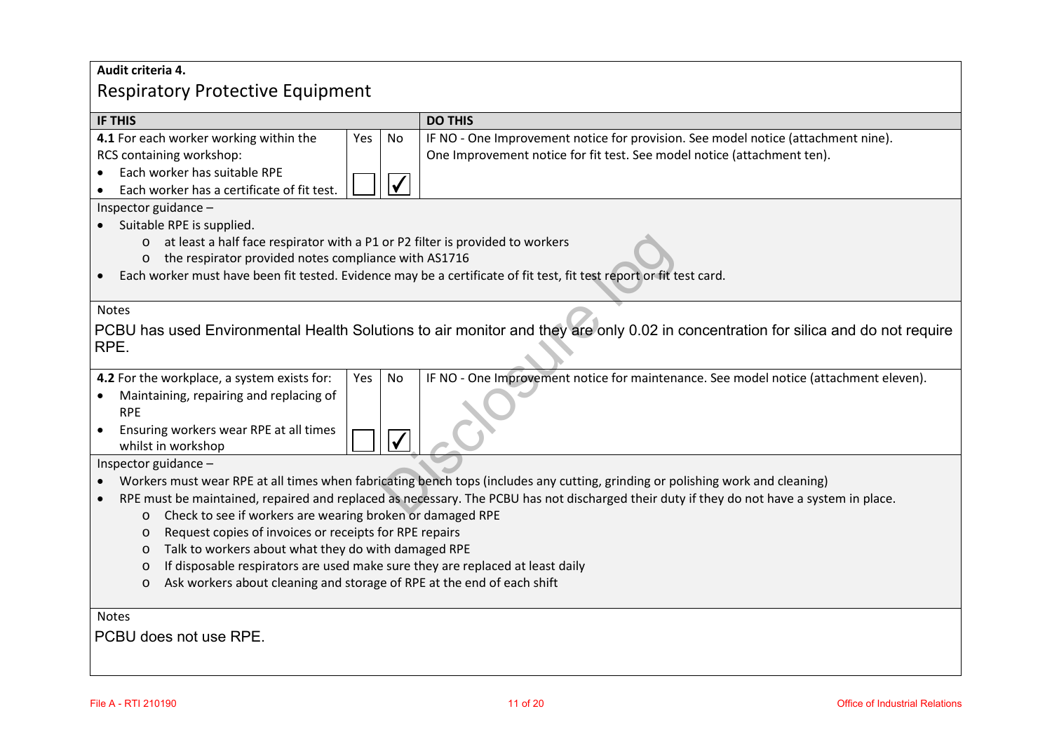**Audit criteria 4.**

## Respiratory Protective Equipment

| IF THIS | Yes | No | DO THIS |
|---|---|---|---|
| **4.1** For each worker working within the RCS containing workshop:<br>• Each worker has suitable RPE<br>• Each worker has a certificate of fit test. | ☐ | ☑ | IF NO - One Improvement notice for provision. See model notice (attachment nine).<br>One Improvement notice for fit test. See model notice (attachment ten). |

Inspector guidance –

- Suitable RPE is supplied.
  - at least a half face respirator with a P1 or P2 filter is provided to workers
  - the respirator provided notes compliance with AS1716
- Each worker must have been fit tested. Evidence may be a certificate of fit test, fit test report or fit test card.

Notes

PCBU has used Environmental Health Solutions to air monitor and they are only 0.02 in concentration for silica and do not require RPE.

| IF THIS | Yes | No | DO THIS |
|---|---|---|---|
| **4.2** For the workplace, a system exists for:<br>• Maintaining, repairing and replacing of RPE<br>• Ensuring workers wear RPE at all times whilst in workshop | ☐ | ☑ | IF NO - One Improvement notice for maintenance. See model notice (attachment eleven). |

Inspector guidance –

- Workers must wear RPE at all times when fabricating bench tops (includes any cutting, grinding or polishing work and cleaning)
- RPE must be maintained, repaired and replaced as necessary. The PCBU has not discharged their duty if they do not have a system in place.
  - Check to see if workers are wearing broken or damaged RPE
  - Request copies of invoices or receipts for RPE repairs
  - Talk to workers about what they do with damaged RPE
  - If disposable respirators are used make sure they are replaced at least daily
  - Ask workers about cleaning and storage of RPE at the end of each shift

Notes

PCBU does not use RPE.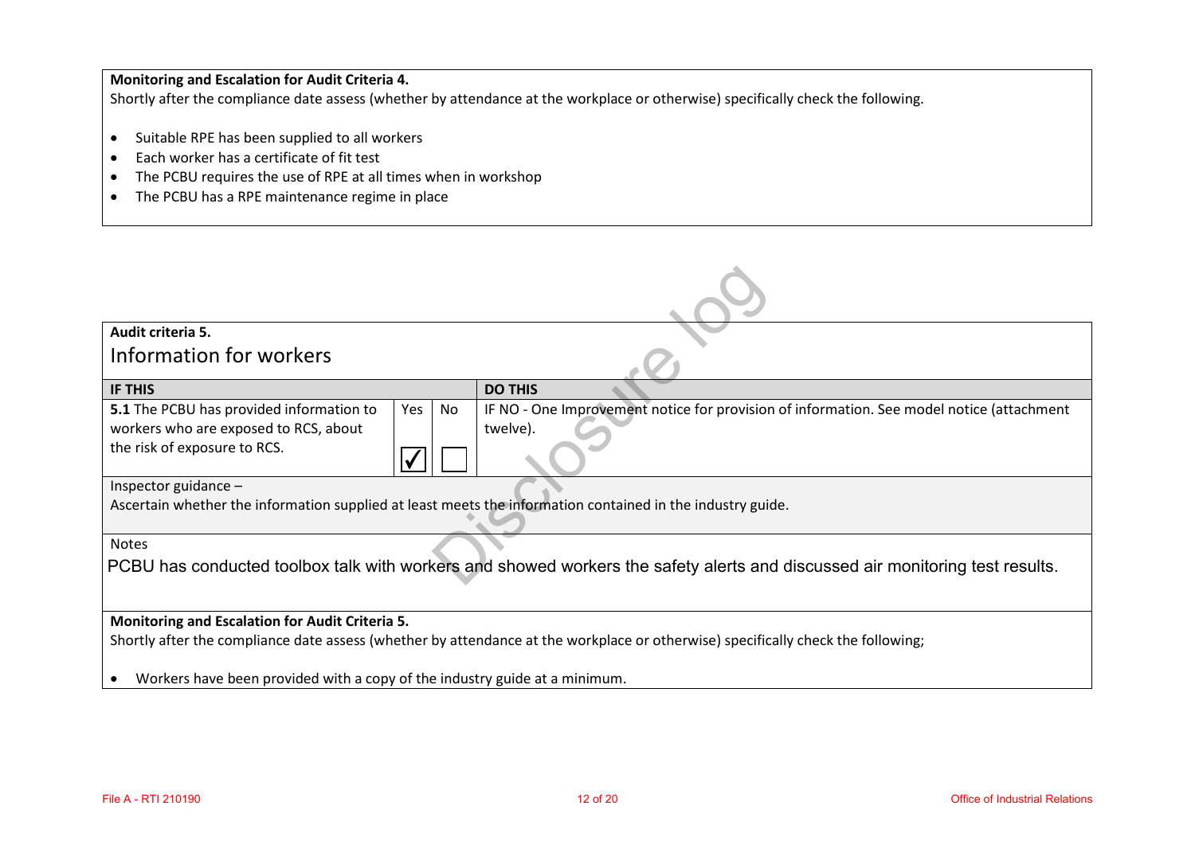**Monitoring and Escalation for Audit Criteria 4.**

Shortly after the compliance date assess (whether by attendance at the workplace or otherwise) specifically check the following.

- Suitable RPE has been supplied to all workers
- Each worker has a certificate of fit test
- The PCBU requires the use of RPE at all times when in workshop
- The PCBU has a RPE maintenance regime in place

**Audit criteria 5.**

## Information for workers

| IF THIS | Yes | No | DO THIS |
| --- | --- | --- | --- |
| **5.1** The PCBU has provided information to workers who are exposed to RCS, about the risk of exposure to RCS. | ☑ | ☐ | IF NO - One Improvement notice for provision of information. See model notice (attachment twelve). |

Inspector guidance –

Ascertain whether the information supplied at least meets the information contained in the industry guide.

Notes

PCBU has conducted toolbox talk with workers and showed workers the safety alerts and discussed air monitoring test results.

**Monitoring and Escalation for Audit Criteria 5.**

Shortly after the compliance date assess (whether by attendance at the workplace or otherwise) specifically check the following;

- Workers have been provided with a copy of the industry guide at a minimum.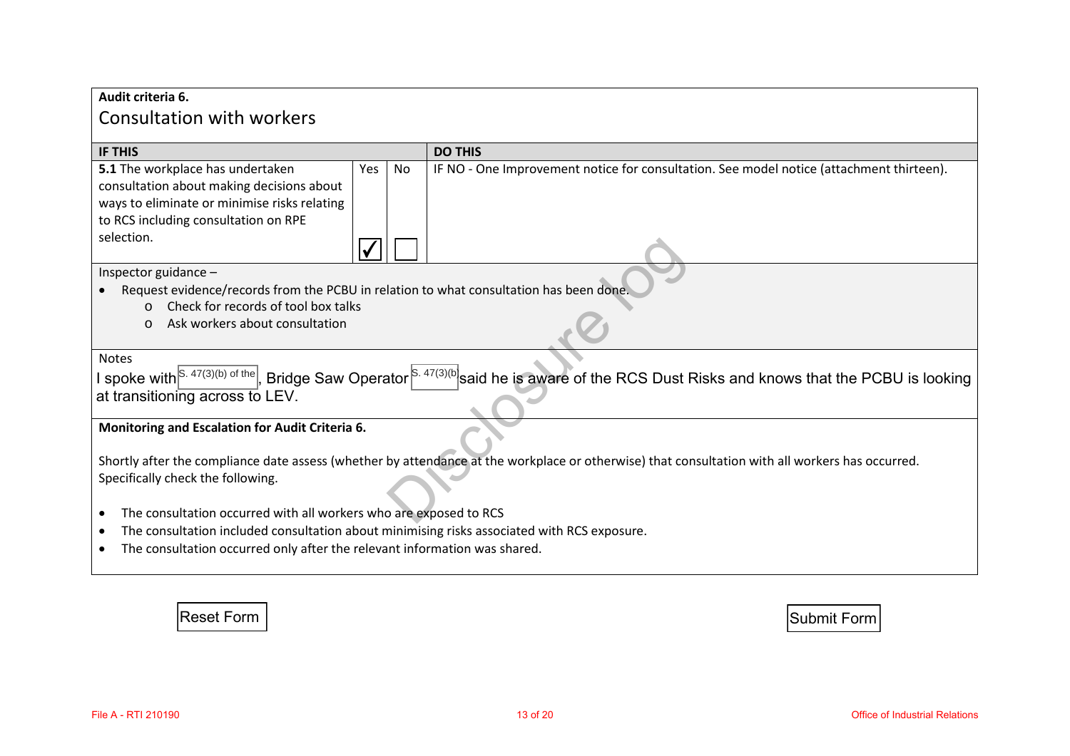**Audit criteria 6.**

## Consultation with workers

| IF THIS | Yes | No | DO THIS |
|---|---|---|---|
| **5.1** The workplace has undertaken consultation about making decisions about ways to eliminate or minimise risks relating to RCS including consultation on RPE selection. | ☑ | ☐ | IF NO - One Improvement notice for consultation. See model notice (attachment thirteen). |

Inspector guidance –

- Request evidence/records from the PCBU in relation to what consultation has been done.
    - Check for records of tool box talks
    - Ask workers about consultation

Notes

I spoke with S. 47(3)(b) of the, Bridge Saw Operator S. 47(3)(b said he is aware of the RCS Dust Risks and knows that the PCBU is looking at transitioning across to LEV.

**Monitoring and Escalation for Audit Criteria 6.**

Shortly after the compliance date assess (whether by attendance at the workplace or otherwise) that consultation with all workers has occurred. Specifically check the following.

- The consultation occurred with all workers who are exposed to RCS
- The consultation included consultation about minimising risks associated with RCS exposure.
- The consultation occurred only after the relevant information was shared.

Reset Form

Submit Form